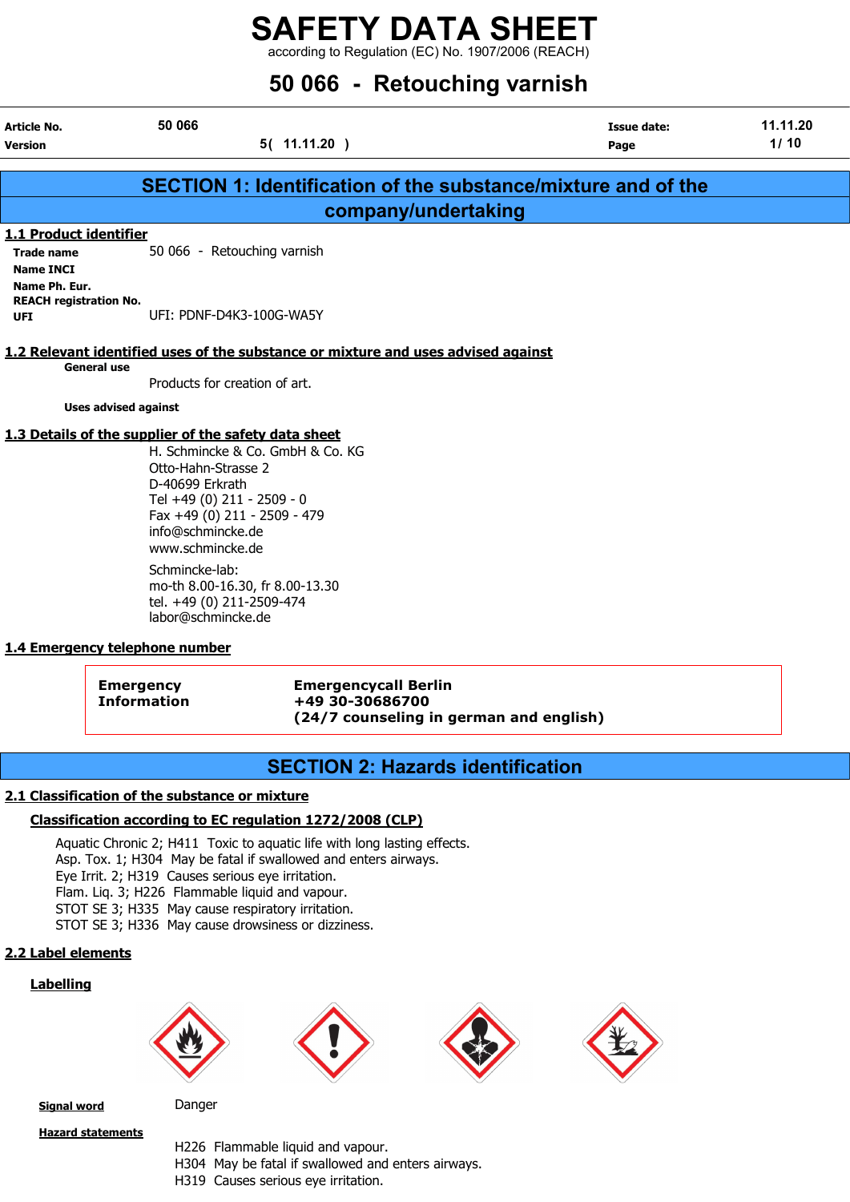# SAFETY DATA SHEET

according to Regulation (EC) No. 1907/2006 (REACH)

# 50 066 - Retouching varnish

| | | | |
|---|---|---|---|
| **Article No.** | 50 066 | **Issue date:** | 11.11.20 |
| **Version** | 5( 11.11.20 ) | **Page** | 1/ 10 |

## SECTION 1: Identification of the substance/mixture and of the company/undertaking

### 1.1 Product identifier

**Trade name** 50 066 - Retouching varnish
**Name INCI**
**Name Ph. Eur.**
**REACH registration No.**
**UFI** UFI: PDNF-D4K3-100G-WA5Y

### 1.2 Relevant identified uses of the substance or mixture and uses advised against

**General use**

Products for creation of art.

**Uses advised against**

### 1.3 Details of the supplier of the safety data sheet

H. Schmincke & Co. GmbH & Co. KG
Otto-Hahn-Strasse 2
D-40699 Erkrath
Tel +49 (0) 211 - 2509 - 0
Fax +49 (0) 211 - 2509 - 479
info@schmincke.de
www.schmincke.de

Schmincke-lab:
mo-th 8.00-16.30, fr 8.00-13.30
tel. +49 (0) 211-2509-474
labor@schmincke.de

### 1.4 Emergency telephone number

**Emergency Information** **Emergencycall Berlin**
**+49 30-30686700**
**(24/7 counseling in german and english)**

## SECTION 2: Hazards identification

### 2.1 Classification of the substance or mixture

#### Classification according to EC regulation 1272/2008 (CLP)

Aquatic Chronic 2; H411 Toxic to aquatic life with long lasting effects.
Asp. Tox. 1; H304 May be fatal if swallowed and enters airways.
Eye Irrit. 2; H319 Causes serious eye irritation.
Flam. Liq. 3; H226 Flammable liquid and vapour.
STOT SE 3; H335 May cause respiratory irritation.
STOT SE 3; H336 May cause drowsiness or dizziness.

### 2.2 Label elements

#### Labelling

**Signal word** Danger

**Hazard statements**

H226 Flammable liquid and vapour.
H304 May be fatal if swallowed and enters airways.
H319 Causes serious eye irritation.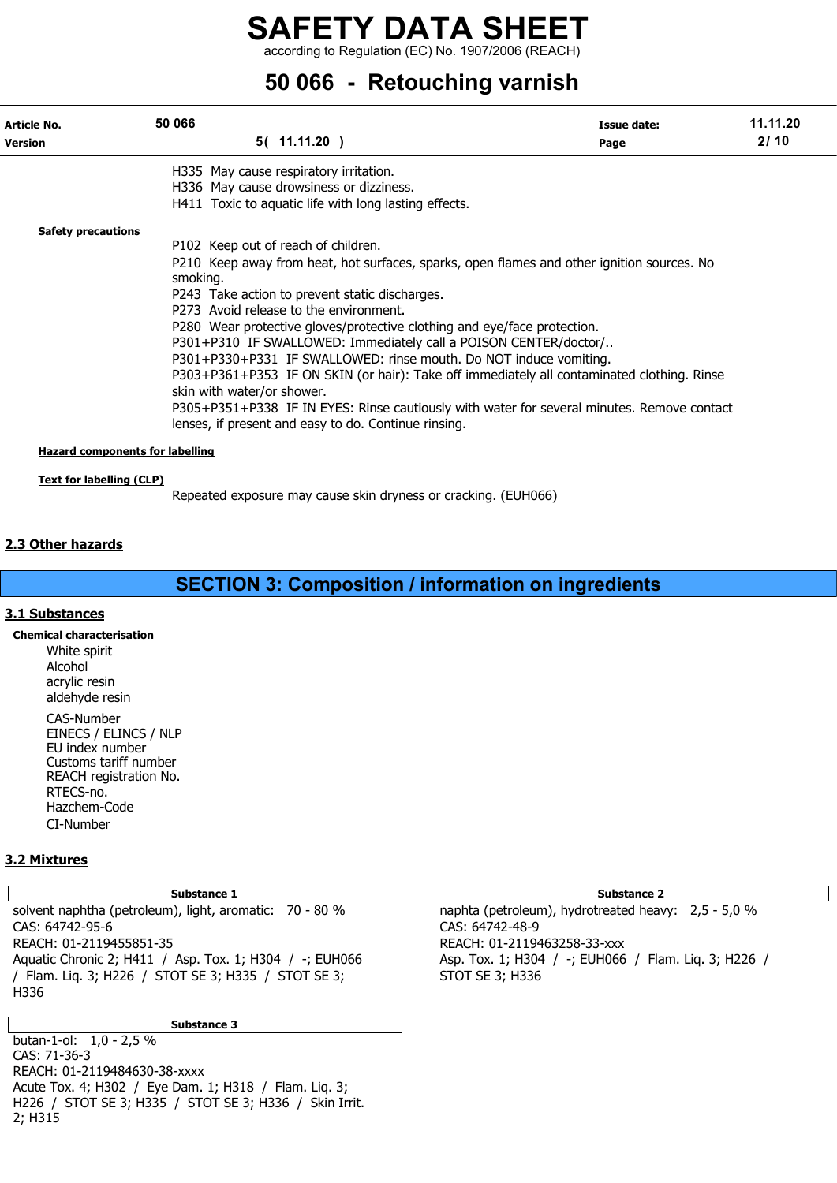H335 May cause respiratory irritation.
H336 May cause drowsiness or dizziness.
H411 Toxic to aquatic life with long lasting effects.

**Safety precautions**

P102 Keep out of reach of children.
P210 Keep away from heat, hot surfaces, sparks, open flames and other ignition sources. No smoking.
P243 Take action to prevent static discharges.
P273 Avoid release to the environment.
P280 Wear protective gloves/protective clothing and eye/face protection.
P301+P310 IF SWALLOWED: Immediately call a POISON CENTER/doctor/..
P301+P330+P331 IF SWALLOWED: rinse mouth. Do NOT induce vomiting.
P303+P361+P353 IF ON SKIN (or hair): Take off immediately all contaminated clothing. Rinse skin with water/or shower.
P305+P351+P338 IF IN EYES: Rinse cautiously with water for several minutes. Remove contact lenses, if present and easy to do. Continue rinsing.

**Hazard components for labelling**

**Text for labelling (CLP)**

Repeated exposure may cause skin dryness or cracking. (EUH066)

## 2.3 Other hazards

# SECTION 3: Composition / information on ingredients

## 3.1 Substances

**Chemical characterisation**

White spirit
Alcohol
acrylic resin
aldehyde resin

CAS-Number
EINECS / ELINCS / NLP
EU index number
Customs tariff number
REACH registration No.
RTECS-no.
Hazchem-Code
CI-Number

## 3.2 Mixtures

**Substance 1**

solvent naphtha (petroleum), light, aromatic: 70 - 80 %
CAS: 64742-95-6
REACH: 01-2119455851-35
Aquatic Chronic 2; H411 / Asp. Tox. 1; H304 / -; EUH066 / Flam. Liq. 3; H226 / STOT SE 3; H335 / STOT SE 3; H336

**Substance 2**

naphta (petroleum), hydrotreated heavy: 2,5 - 5,0 %
CAS: 64742-48-9
REACH: 01-2119463258-33-xxx
Asp. Tox. 1; H304 / -; EUH066 / Flam. Liq. 3; H226 / STOT SE 3; H336

**Substance 3**

butan-1-ol: 1,0 - 2,5 %
CAS: 71-36-3
REACH: 01-2119484630-38-xxxx
Acute Tox. 4; H302 / Eye Dam. 1; H318 / Flam. Liq. 3; H226 / STOT SE 3; H335 / STOT SE 3; H336 / Skin Irrit. 2; H315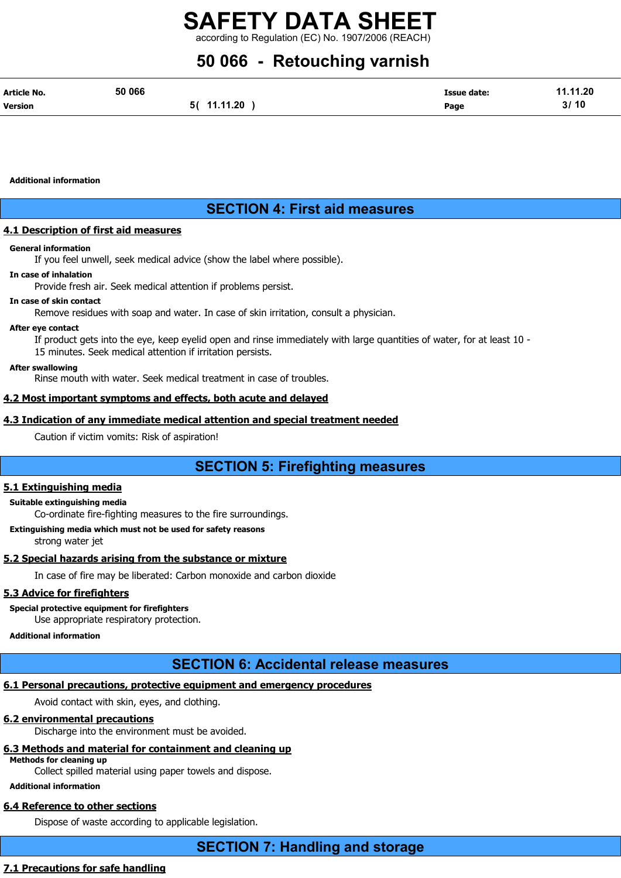**Additional information**

## SECTION 4: First aid measures

### 4.1 Description of first aid measures

**General information**

If you feel unwell, seek medical advice (show the label where possible).

**In case of inhalation**

Provide fresh air. Seek medical attention if problems persist.

**In case of skin contact**

Remove residues with soap and water. In case of skin irritation, consult a physician.

**After eye contact**

If product gets into the eye, keep eyelid open and rinse immediately with large quantities of water, for at least 10 - 15 minutes. Seek medical attention if irritation persists.

**After swallowing**

Rinse mouth with water. Seek medical treatment in case of troubles.

### 4.2 Most important symptoms and effects, both acute and delayed

### 4.3 Indication of any immediate medical attention and special treatment needed

Caution if victim vomits: Risk of aspiration!

## SECTION 5: Firefighting measures

### 5.1 Extinguishing media

**Suitable extinguishing media**

Co-ordinate fire-fighting measures to the fire surroundings.

**Extinguishing media which must not be used for safety reasons**

strong water jet

### 5.2 Special hazards arising from the substance or mixture

In case of fire may be liberated: Carbon monoxide and carbon dioxide

### 5.3 Advice for firefighters

**Special protective equipment for firefighters**

Use appropriate respiratory protection.

**Additional information**

## SECTION 6: Accidental release measures

### 6.1 Personal precautions, protective equipment and emergency procedures

Avoid contact with skin, eyes, and clothing.

### 6.2 environmental precautions

Discharge into the environment must be avoided.

### 6.3 Methods and material for containment and cleaning up

**Methods for cleaning up**

Collect spilled material using paper towels and dispose.

**Additional information**

### 6.4 Reference to other sections

Dispose of waste according to applicable legislation.

## SECTION 7: Handling and storage

### 7.1 Precautions for safe handling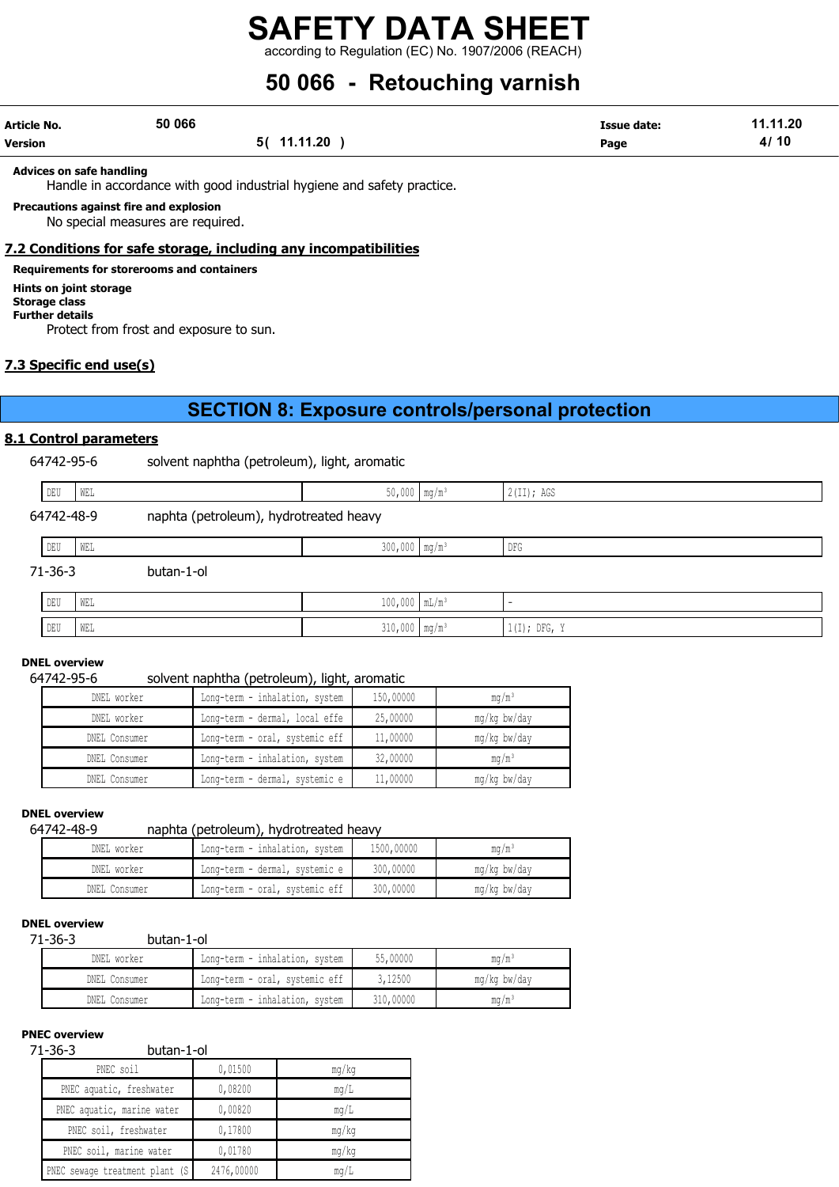**Advices on safe handling**

Handle in accordance with good industrial hygiene and safety practice.

**Precautions against fire and explosion**

No special measures are required.

## 7.2 Conditions for safe storage, including any incompatibilities

**Requirements for storerooms and containers**

**Hints on joint storage**

**Storage class**

**Further details**

Protect from frost and exposure to sun.

## 7.3 Specific end use(s)

# SECTION 8: Exposure controls/personal protection

## 8.1 Control parameters

64742-95-6 solvent naphtha (petroleum), light, aromatic

| | | | | |
|---|---|---|---|---|
| DEU | WEL | 50,000 | mg/m³ | 2(II); AGS |

64742-48-9 naphta (petroleum), hydrotreated heavy

| | | | | |
|---|---|---|---|---|
| DEU | WEL | 300,000 | mg/m³ | DFG |

71-36-3 butan-1-ol

| | | | | |
|---|---|---|---|---|
| DEU | WEL | 100,000 | mL/m³ | - |
| DEU | WEL | 310,000 | mg/m³ | 1(I); DFG, Y |

**DNEL overview**

64742-95-6 solvent naphtha (petroleum), light, aromatic

| | | | |
|---|---|---|---|
| DNEL worker | Long-term - inhalation, system | 150,00000 | mg/m³ |
| DNEL worker | Long-term - dermal, local effe | 25,00000 | mg/kg bw/day |
| DNEL Consumer | Long-term - oral, systemic eff | 11,00000 | mg/kg bw/day |
| DNEL Consumer | Long-term - inhalation, system | 32,00000 | mg/m³ |
| DNEL Consumer | Long-term - dermal, systemic e | 11,00000 | mg/kg bw/day |

**DNEL overview**

64742-48-9 naphta (petroleum), hydrotreated heavy

| | | | |
|---|---|---|---|
| DNEL worker | Long-term - inhalation, system | 1500,00000 | mg/m³ |
| DNEL worker | Long-term - dermal, systemic e | 300,00000 | mg/kg bw/day |
| DNEL Consumer | Long-term - oral, systemic eff | 300,00000 | mg/kg bw/day |

**DNEL overview**

71-36-3 butan-1-ol

| | | | |
|---|---|---|---|
| DNEL worker | Long-term - inhalation, system | 55,00000 | mg/m³ |
| DNEL Consumer | Long-term - oral, systemic eff | 3,12500 | mg/kg bw/day |
| DNEL Consumer | Long-term - inhalation, system | 310,00000 | mg/m³ |

**PNEC overview**

71-36-3 butan-1-ol

| | | |
|---|---|---|
| PNEC soil | 0,01500 | mg/kg |
| PNEC aquatic, freshwater | 0,08200 | mg/L |
| PNEC aquatic, marine water | 0,00820 | mg/L |
| PNEC soil, freshwater | 0,17800 | mg/kg |
| PNEC soil, marine water | 0,01780 | mg/kg |
| PNEC sewage treatment plant (S | 2476,00000 | mg/L |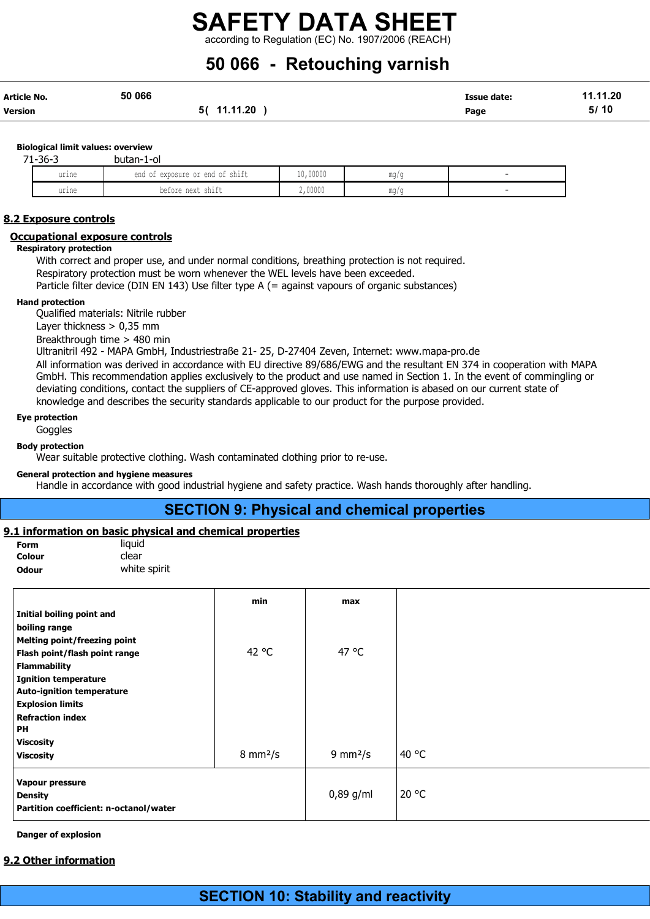**Biological limit values: overview**

71-36-3 butan-1-ol

| | | | | |
|---|---|---|---|---|
| urine | end of exposure or end of shift | 10,00000 | mg/g | - |
| urine | before next shift | 2,00000 | mg/g | - |

## 8.2 Exposure controls

### Occupational exposure controls

**Respiratory protection**

With correct and proper use, and under normal conditions, breathing protection is not required.
Respiratory protection must be worn whenever the WEL levels have been exceeded.
Particle filter device (DIN EN 143) Use filter type A (= against vapours of organic substances)

**Hand protection**

Qualified materials: Nitrile rubber
Layer thickness > 0,35 mm
Breakthrough time > 480 min
Ultranitril 492 - MAPA GmbH, Industriestraße 21- 25, D-27404 Zeven, Internet: www.mapa-pro.de
All information was derived in accordance with EU directive 89/686/EWG and the resultant EN 374 in cooperation with MAPA GmbH. This recommendation applies exclusively to the product and use named in Section 1. In the event of commingling or deviating conditions, contact the suppliers of CE-approved gloves. This information is abased on our current state of knowledge and describes the security standards applicable to our product for the purpose provided.

**Eye protection**

Goggles

**Body protection**

Wear suitable protective clothing. Wash contaminated clothing prior to re-use.

**General protection and hygiene measures**

Handle in accordance with good industrial hygiene and safety practice. Wash hands thoroughly after handling.

# SECTION 9: Physical and chemical properties

## 9.1 information on basic physical and chemical properties

**Form** liquid
**Colour** clear
**Odour** white spirit

| | min | max | |
|---|---|---|---|
| **Initial boiling point and boiling range** | | | |
| **Melting point/freezing point** | | | |
| **Flash point/flash point range** | 42 °C | 47 °C | |
| **Flammability** | | | |
| **Ignition temperature** | | | |
| **Auto-ignition temperature** | | | |
| **Explosion limits** | | | |
| **Refraction index** | | | |
| **PH** | | | |
| **Viscosity** | | | |
| **Viscosity** | 8 mm²/s | 9 mm²/s | 40 °C |
| **Vapour pressure** | | | |
| **Density** | | 0,89 g/ml | 20 °C |
| **Partition coefficient: n-octanol/water** | | | |

**Danger of explosion**

## 9.2 Other information

# SECTION 10: Stability and reactivity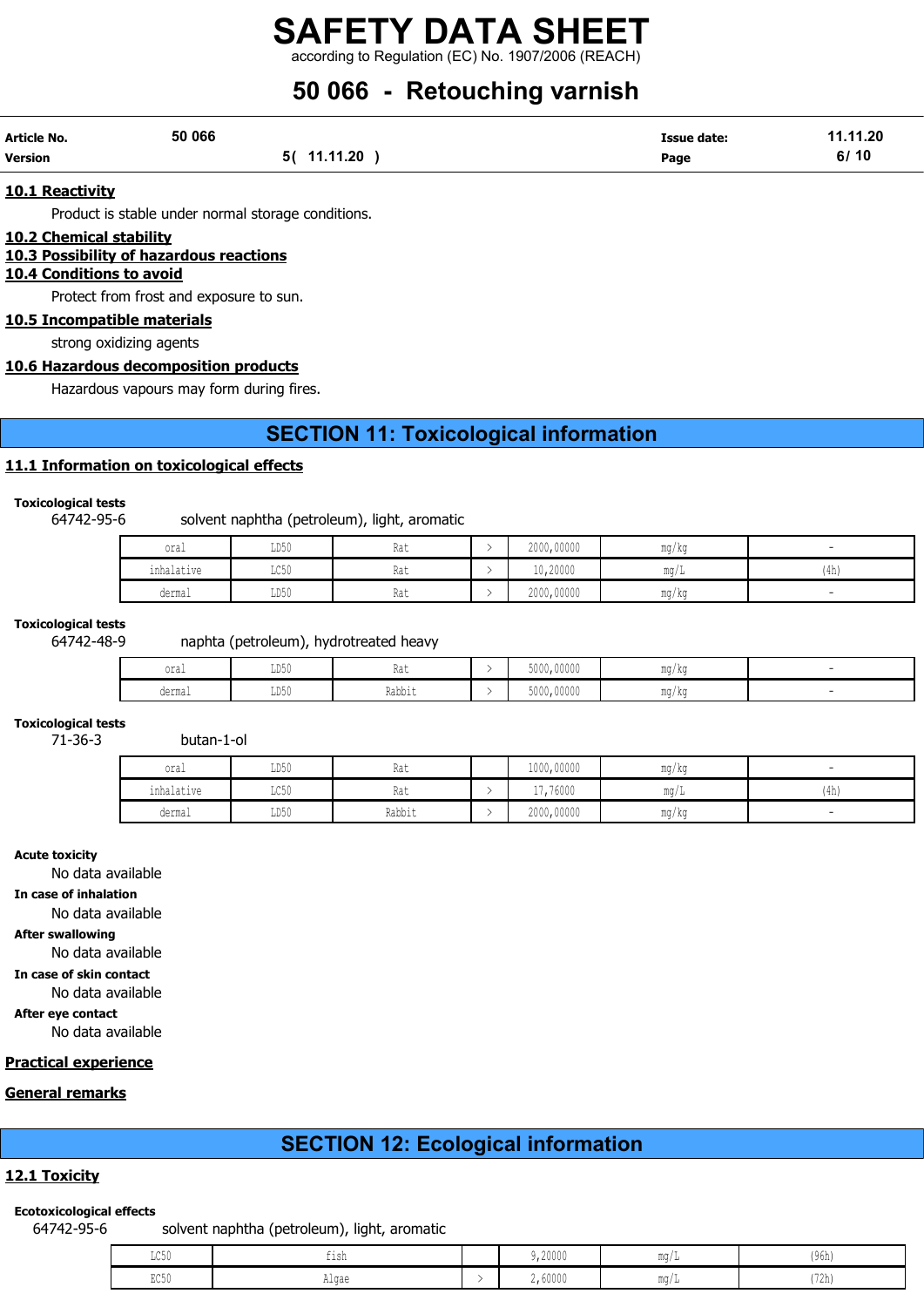### 10.1 Reactivity

Product is stable under normal storage conditions.

### 10.2 Chemical stability

### 10.3 Possibility of hazardous reactions

### 10.4 Conditions to avoid

Protect from frost and exposure to sun.

### 10.5 Incompatible materials

strong oxidizing agents

### 10.6 Hazardous decomposition products

Hazardous vapours may form during fires.

## SECTION 11: Toxicological information

### 11.1 Information on toxicological effects

**Toxicological tests**

64742-95-6 solvent naphtha (petroleum), light, aromatic

| | | | | | | |
|---|---|---|---|---|---|---|
| oral | LD50 | Rat | > | 2000,00000 | mg/kg | - |
| inhalative | LC50 | Rat | > | 10,20000 | mg/L | (4h) |
| dermal | LD50 | Rat | > | 2000,00000 | mg/kg | - |

**Toxicological tests**

64742-48-9 naphta (petroleum), hydrotreated heavy

| | | | | | | |
|---|---|---|---|---|---|---|
| oral | LD50 | Rat | > | 5000,00000 | mg/kg | - |
| dermal | LD50 | Rabbit | > | 5000,00000 | mg/kg | - |

**Toxicological tests**

71-36-3 butan-1-ol

| | | | | | | |
|---|---|---|---|---|---|---|
| oral | LD50 | Rat | | 1000,00000 | mg/kg | - |
| inhalative | LC50 | Rat | > | 17,76000 | mg/L | (4h) |
| dermal | LD50 | Rabbit | > | 2000,00000 | mg/kg | - |

**Acute toxicity**

No data available

**In case of inhalation**

No data available

**After swallowing**

No data available

**In case of skin contact**

No data available

**After eye contact**

No data available

### Practical experience

### General remarks

## SECTION 12: Ecological information

### 12.1 Toxicity

**Ecotoxicological effects**

64742-95-6 solvent naphtha (petroleum), light, aromatic

| | | | | | |
|---|---|---|---|---|---|
| LC50 | fish | | 9,20000 | mg/L | (96h) |
| EC50 | Algae | > | 2,60000 | mg/L | (72h) |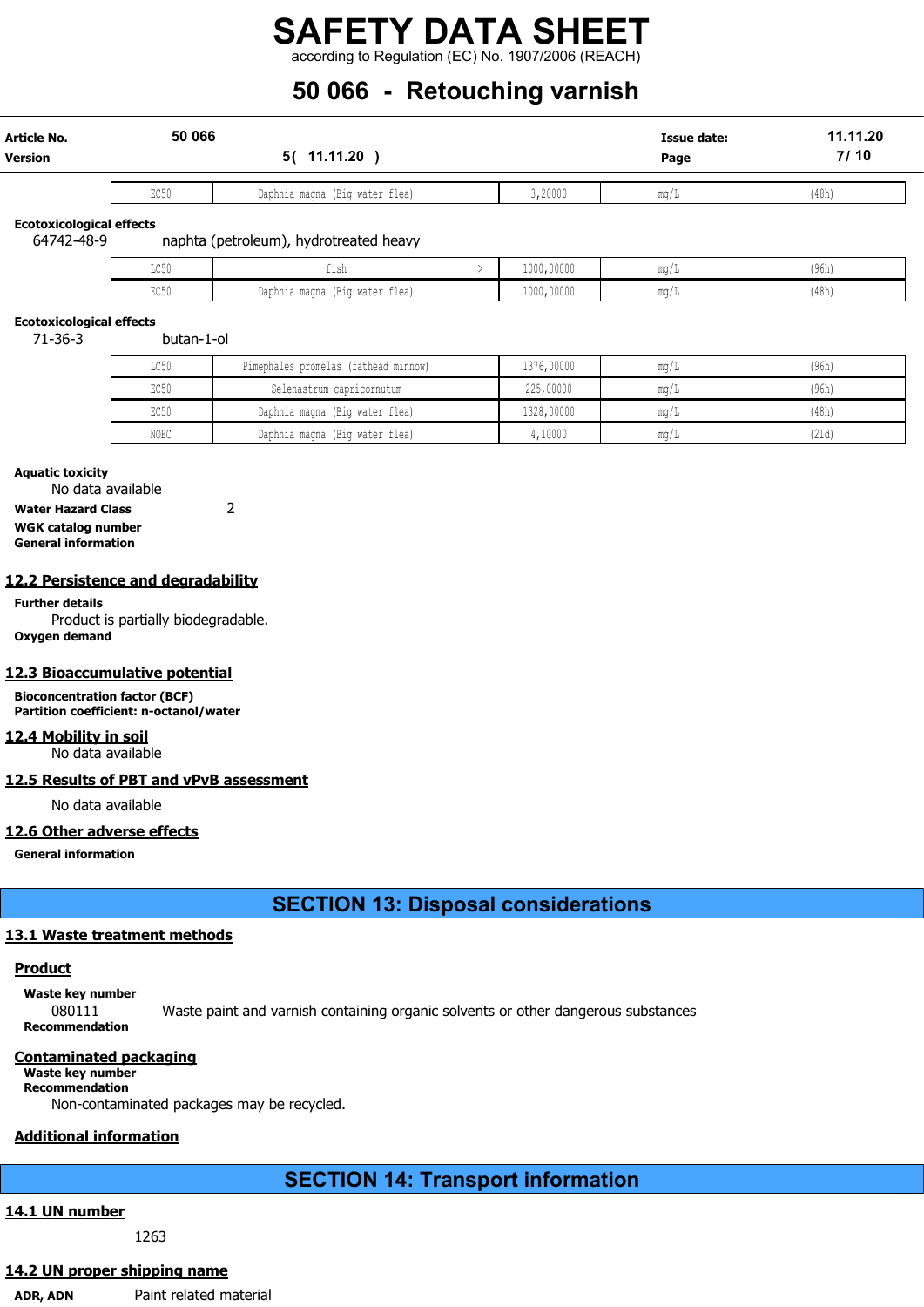| EC50 | Daphnia magna (Big water flea) | | 3,20000 | mg/L | (48h) |
|---|---|---|---|---|---|

**Ecotoxicological effects**

64742-48-9 naphta (petroleum), hydrotreated heavy

| LC50 | fish | > | 1000,00000 | mg/L | (96h) |
|---|---|---|---|---|---|
| EC50 | Daphnia magna (Big water flea) | | 1000,00000 | mg/L | (48h) |

**Ecotoxicological effects**

71-36-3 butan-1-ol

| LC50 | Pimephales promelas (fathead minnow) | | 1376,00000 | mg/L | (96h) |
|---|---|---|---|---|---|
| EC50 | Selenastrum capricornutum | | 225,00000 | mg/L | (96h) |
| EC50 | Daphnia magna (Big water flea) | | 1328,00000 | mg/L | (48h) |
| NOEC | Daphnia magna (Big water flea) | | 4,10000 | mg/L | (21d) |

**Aquatic toxicity**

No data available

**Water Hazard Class** 2

**WGK catalog number**

**General information**

## 12.2 Persistence and degradability

**Further details**

Product is partially biodegradable.

**Oxygen demand**

## 12.3 Bioaccumulative potential

**Bioconcentration factor (BCF)**

**Partition coefficient: n-octanol/water**

## 12.4 Mobility in soil

No data available

## 12.5 Results of PBT and vPvB assessment

No data available

## 12.6 Other adverse effects

**General information**

# SECTION 13: Disposal considerations

## 13.1 Waste treatment methods

### Product

**Waste key number**

080111 Waste paint and varnish containing organic solvents or other dangerous substances

**Recommendation**

### Contaminated packaging

**Waste key number**

**Recommendation**

Non-contaminated packages may be recycled.

### Additional information

# SECTION 14: Transport information

## 14.1 UN number

1263

## 14.2 UN proper shipping name

**ADR, ADN** Paint related material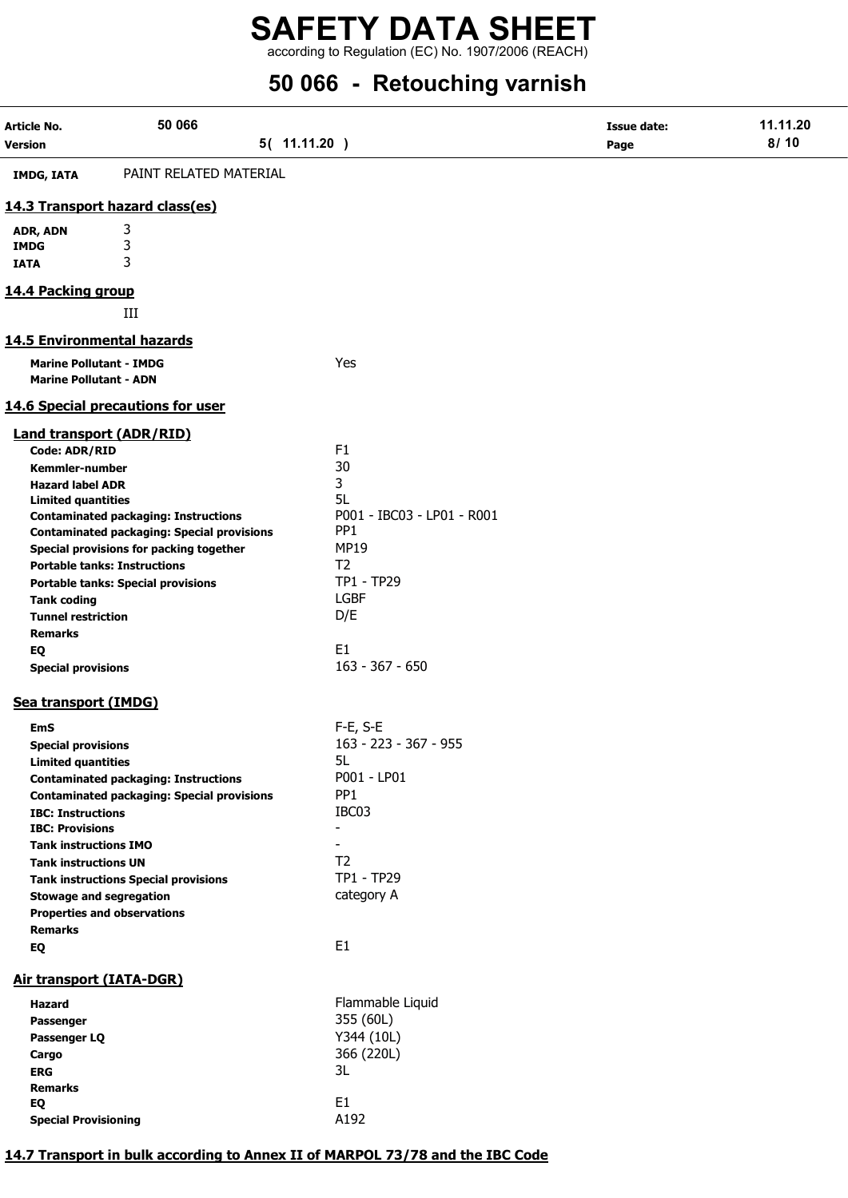| | |
|---|---|
| **IMDG, IATA** | PAINT RELATED MATERIAL |

## 14.3 Transport hazard class(es)

| | |
|---|---|
| **ADR, ADN** | 3 |
| **IMDG** | 3 |
| **IATA** | 3 |

## 14.4 Packing group

III

## 14.5 Environmental hazards

| | |
|---|---|
| **Marine Pollutant - IMDG** | Yes |
| **Marine Pollutant - ADN** | |

## 14.6 Special precautions for user

### Land transport (ADR/RID)

| | |
|---|---|
| **Code: ADR/RID** | F1 |
| **Kemmler-number** | 30 |
| **Hazard label ADR** | 3 |
| **Limited quantities** | 5L |
| **Contaminated packaging: Instructions** | P001 - IBC03 - LP01 - R001 |
| **Contaminated packaging: Special provisions** | PP1 |
| **Special provisions for packing together** | MP19 |
| **Portable tanks: Instructions** | T2 |
| **Portable tanks: Special provisions** | TP1 - TP29 |
| **Tank coding** | LGBF |
| **Tunnel restriction** | D/E |
| **Remarks** | |
| **EQ** | E1 |
| **Special provisions** | 163 - 367 - 650 |

### Sea transport (IMDG)

| | |
|---|---|
| **EmS** | F-E, S-E |
| **Special provisions** | 163 - 223 - 367 - 955 |
| **Limited quantities** | 5L |
| **Contaminated packaging: Instructions** | P001 - LP01 |
| **Contaminated packaging: Special provisions** | PP1 |
| **IBC: Instructions** | IBC03 |
| **IBC: Provisions** | - |
| **Tank instructions IMO** | - |
| **Tank instructions UN** | T2 |
| **Tank instructions Special provisions** | TP1 - TP29 |
| **Stowage and segregation** | category A |
| **Properties and observations** | |
| **Remarks** | |
| **EQ** | E1 |

### Air transport (IATA-DGR)

| | |
|---|---|
| **Hazard** | Flammable Liquid |
| **Passenger** | 355 (60L) |
| **Passenger LQ** | Y344 (10L) |
| **Cargo** | 366 (220L) |
| **ERG** | 3L |
| **Remarks** | |
| **EQ** | E1 |
| **Special Provisioning** | A192 |

## 14.7 Transport in bulk according to Annex II of MARPOL 73/78 and the IBC Code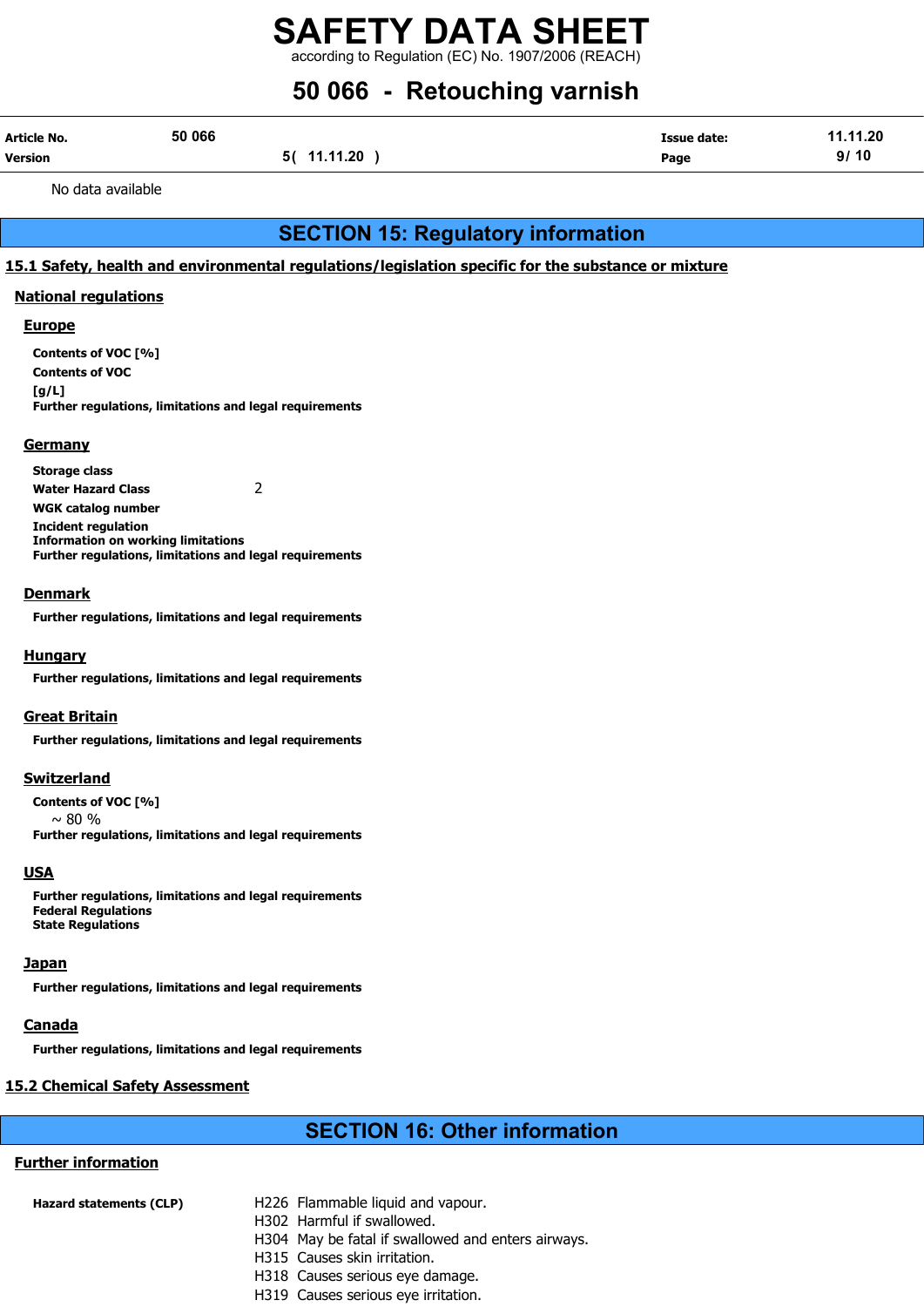No data available

# SECTION 15: Regulatory information

## 15.1 Safety, health and environmental regulations/legislation specific for the substance or mixture

### National regulations

#### Europe

**Contents of VOC [%]**

**Contents of VOC [g/L]**

**Further regulations, limitations and legal requirements**

#### Germany

**Storage class**

**Water Hazard Class** 2

**WGK catalog number**

**Incident regulation**

**Information on working limitations**

**Further regulations, limitations and legal requirements**

#### Denmark

**Further regulations, limitations and legal requirements**

#### Hungary

**Further regulations, limitations and legal requirements**

#### Great Britain

**Further regulations, limitations and legal requirements**

#### Switzerland

**Contents of VOC [%]**

~ 80 %

**Further regulations, limitations and legal requirements**

#### USA

**Further regulations, limitations and legal requirements**

**Federal Regulations**

**State Regulations**

#### Japan

**Further regulations, limitations and legal requirements**

#### Canada

**Further regulations, limitations and legal requirements**

## 15.2 Chemical Safety Assessment

# SECTION 16: Other information

### Further information

**Hazard statements (CLP)**

H226 Flammable liquid and vapour.
H302 Harmful if swallowed.
H304 May be fatal if swallowed and enters airways.
H315 Causes skin irritation.
H318 Causes serious eye damage.
H319 Causes serious eye irritation.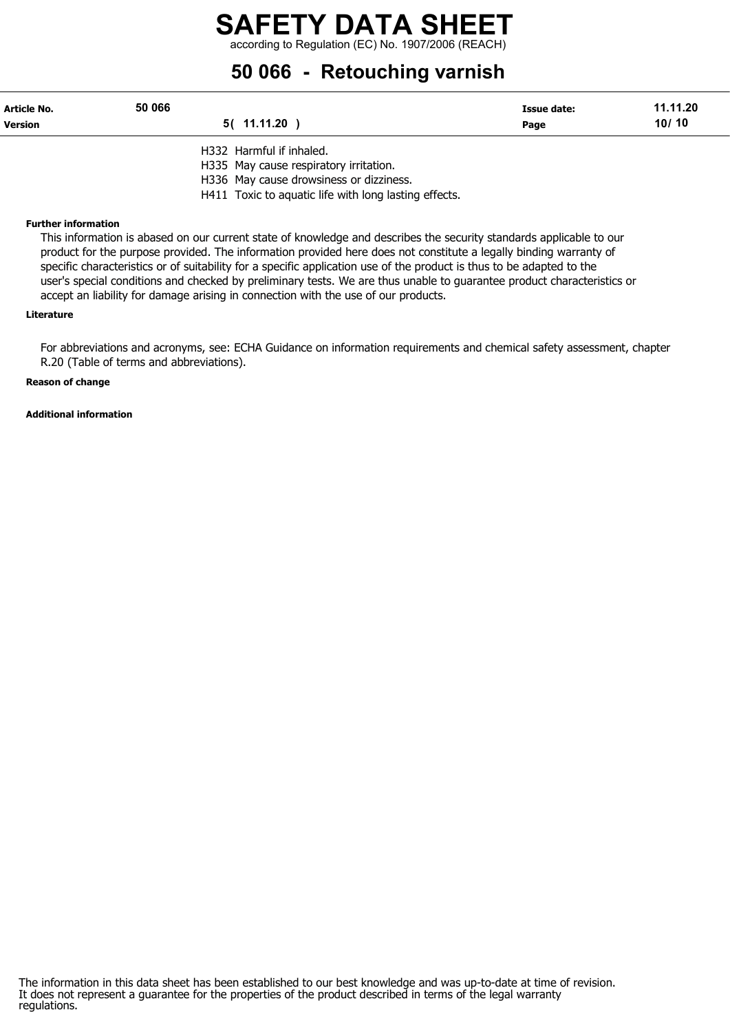H332 Harmful if inhaled.
H335 May cause respiratory irritation.
H336 May cause drowsiness or dizziness.
H411 Toxic to aquatic life with long lasting effects.

**Further information**

This information is abased on our current state of knowledge and describes the security standards applicable to our product for the purpose provided. The information provided here does not constitute a legally binding warranty of specific characteristics or of suitability for a specific application use of the product is thus to be adapted to the user's special conditions and checked by preliminary tests. We are thus unable to guarantee product characteristics or accept an liability for damage arising in connection with the use of our products.

**Literature**

For abbreviations and acronyms, see: ECHA Guidance on information requirements and chemical safety assessment, chapter R.20 (Table of terms and abbreviations).

**Reason of change**

**Additional information**

The information in this data sheet has been established to our best knowledge and was up-to-date at time of revision. It does not represent a guarantee for the properties of the product described in terms of the legal warranty regulations.